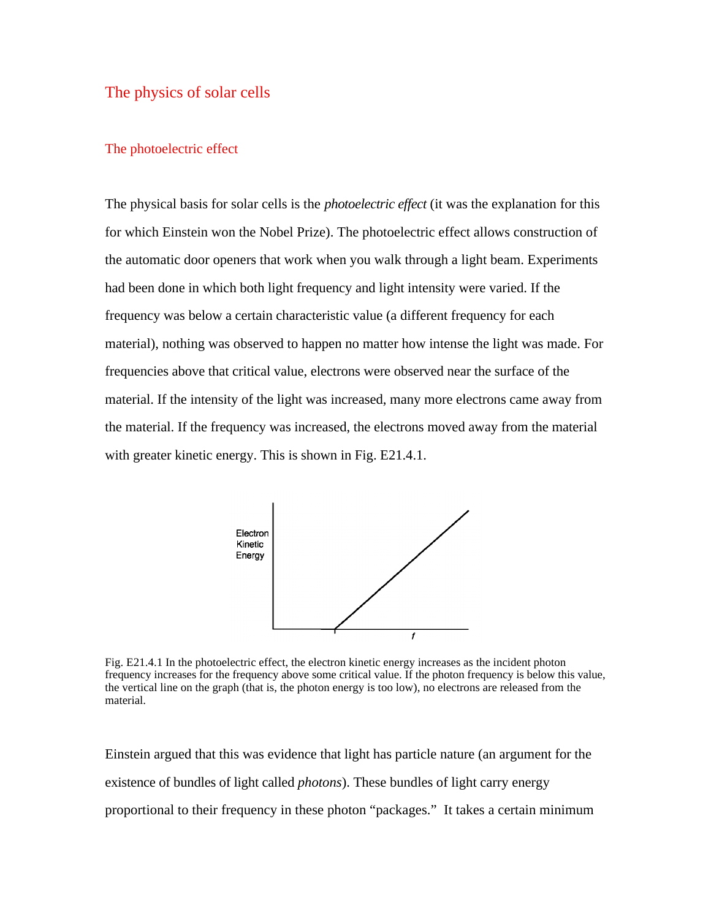# The physics of solar cells

## The photoelectric effect

The physical basis for solar cells is the *photoelectric effect* (it was the explanation for this for which Einstein won the Nobel Prize). The photoelectric effect allows construction of the automatic door openers that work when you walk through a light beam. Experiments had been done in which both light frequency and light intensity were varied. If the frequency was below a certain characteristic value (a different frequency for each material), nothing was observed to happen no matter how intense the light was made. For frequencies above that critical value, electrons were observed near the surface of the material. If the intensity of the light was increased, many more electrons came away from the material. If the frequency was increased, the electrons moved away from the material with greater kinetic energy. This is shown in Fig. E21.4.1.

Fig. E21.4.1 In the photoelectric effect, the electron kinetic energy increases as the incident photon frequency increases for the frequency above some critical value. If the photon frequency is below this value, the vertical line on the graph (that is, the photon energy is too low), no electrons are released from the material.

Einstein argued that this was evidence that light has particle nature (an argument for the existence of bundles of light called *photons*). These bundles of light carry energy proportional to their frequency in these photon "packages." It takes a certain minimum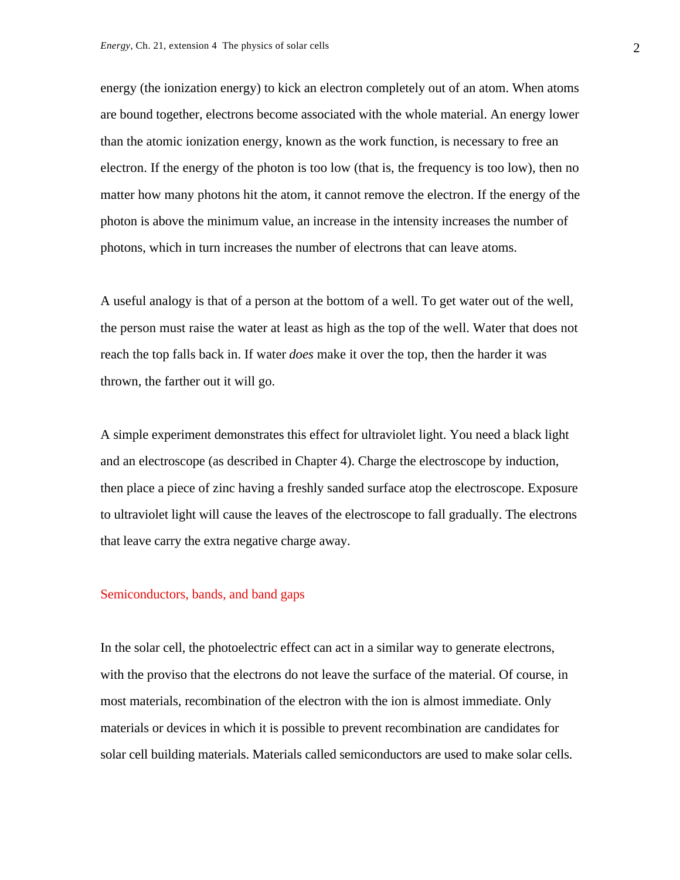energy (the ionization energy) to kick an electron completely out of an atom. When atoms are bound together, electrons become associated with the whole material. An energy lower than the atomic ionization energy, known as the work function, is necessary to free an electron. If the energy of the photon is too low (that is, the frequency is too low), then no matter how many photons hit the atom, it cannot remove the electron. If the energy of the photon is above the minimum value, an increase in the intensity increases the number of photons, which in turn increases the number of electrons that can leave atoms.

A useful analogy is that of a person at the bottom of a well. To get water out of the well, the person must raise the water at least as high as the top of the well. Water that does not reach the top falls back in. If water *does* make it over the top, then the harder it was thrown, the farther out it will go.

A simple experiment demonstrates this effect for ultraviolet light. You need a black light and an electroscope (as described in Chapter 4). Charge the electroscope by induction, then place a piece of zinc having a freshly sanded surface atop the electroscope. Exposure to ultraviolet light will cause the leaves of the electroscope to fall gradually. The electrons that leave carry the extra negative charge away.

## Semiconductors, bands, and band gaps

In the solar cell, the photoelectric effect can act in a similar way to generate electrons, with the proviso that the electrons do not leave the surface of the material. Of course, in most materials, recombination of the electron with the ion is almost immediate. Only materials or devices in which it is possible to prevent recombination are candidates for solar cell building materials. Materials called semiconductors are used to make solar cells.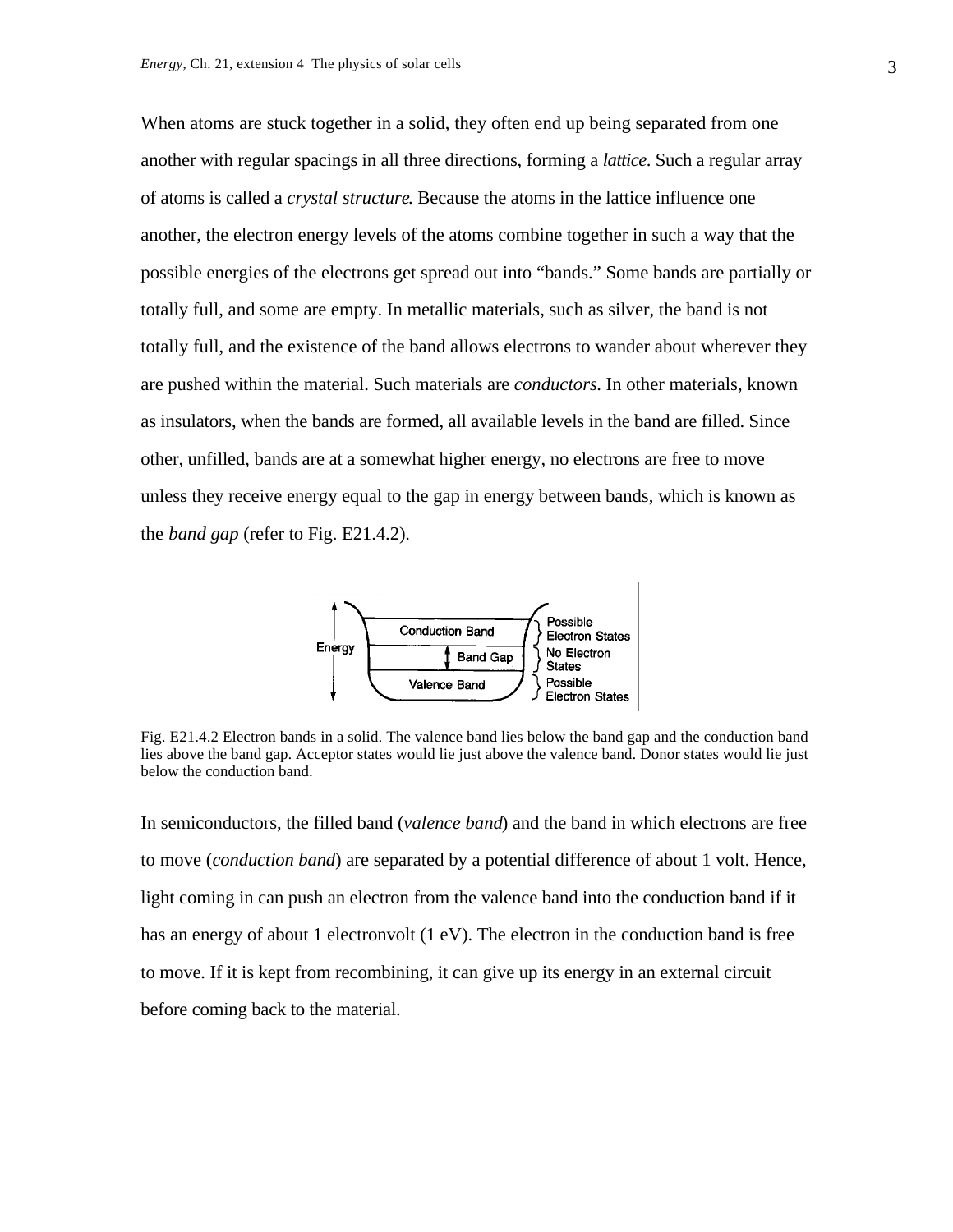When atoms are stuck together in a solid, they often end up being separated from one another with regular spacings in all three directions, forming a *lattice.* Such a regular array of atoms is called a *crystal structure*. Because the atoms in the lattice influence one another, the electron energy levels of the atoms combine together in such a way that the possible energies of the electrons get spread out into "bands." Some bands are partially or totally full, and some are empty. In metallic materials, such as silver, the band is not totally full, and the existence of the band allows electrons to wander about wherever they are pushed within the material. Such materials are *conductors.* In other materials, known as insulators, when the bands are formed, all available levels in the band are filled. Since other, unfilled, bands are at a somewhat higher energy, no electrons are free to move unless they receive energy equal to the gap in energy between bands, which is known as the *band gap* (refer to Fig. E21.4.2).

Energy

Conduction Band

Band Gap

Valence Band

Possible Electron States

No Electron States

Possible Electron States

Fig. E21.4.2 Electron bands in a solid. The valence band lies below the band gap and the conduction band lies above the band gap. Acceptor states would lie just above the valence band. Donor states would lie just below the conduction band.

In semiconductors, the filled band (*valence band*) and the band in which electrons are free to move (*conduction band*) are separated by a potential difference of about 1 volt. Hence, light coming in can push an electron from the valence band into the conduction band if it has an energy of about 1 electronvolt (1 eV). The electron in the conduction band is free to move. If it is kept from recombining, it can give up its energy in an external circuit before coming back to the material.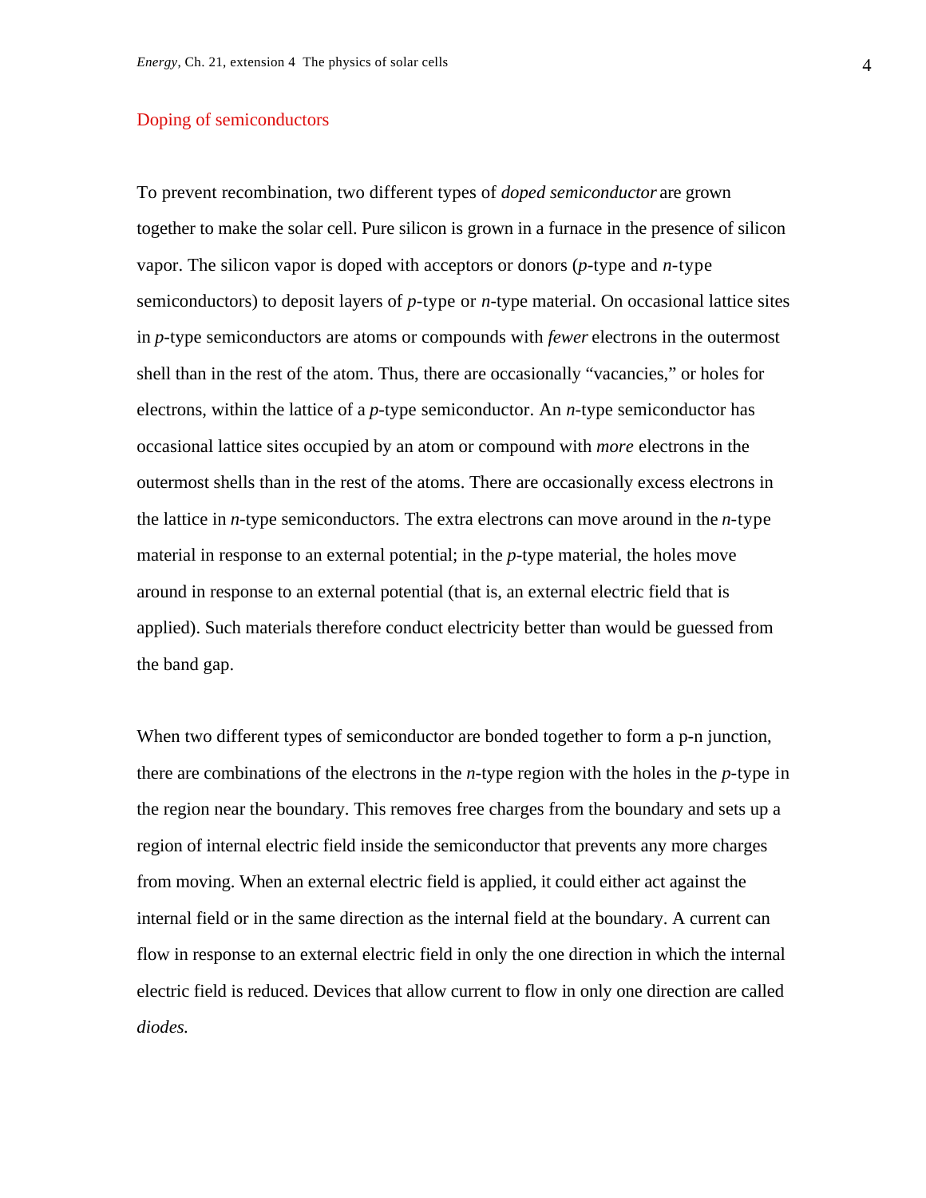## Doping of semiconductors

To prevent recombination, two different types of *doped semiconductor* are grown together to make the solar cell. Pure silicon is grown in a furnace in the presence of silicon vapor. The silicon vapor is doped with acceptors or donors (*p*-type and *n*-type semiconductors) to deposit layers of *p*-type or *n*-type material. On occasional lattice sites in *p*-type semiconductors are atoms or compounds with *fewer* electrons in the outermost shell than in the rest of the atom. Thus, there are occasionally "vacancies," or holes for electrons, within the lattice of a *p*-type semiconductor. An *n*-type semiconductor has occasional lattice sites occupied by an atom or compound with *more* electrons in the outermost shells than in the rest of the atoms. There are occasionally excess electrons in the lattice in *n*-type semiconductors. The extra electrons can move around in the *n*-type material in response to an external potential; in the *p*-type material, the holes move around in response to an external potential (that is, an external electric field that is applied). Such materials therefore conduct electricity better than would be guessed from the band gap.

When two different types of semiconductor are bonded together to form a p-n junction, there are combinations of the electrons in the *n*-type region with the holes in the *p*-type in the region near the boundary. This removes free charges from the boundary and sets up a region of internal electric field inside the semiconductor that prevents any more charges from moving. When an external electric field is applied, it could either act against the internal field or in the same direction as the internal field at the boundary. A current can flow in response to an external electric field in only the one direction in which the internal electric field is reduced. Devices that allow current to flow in only one direction are called *diodes.*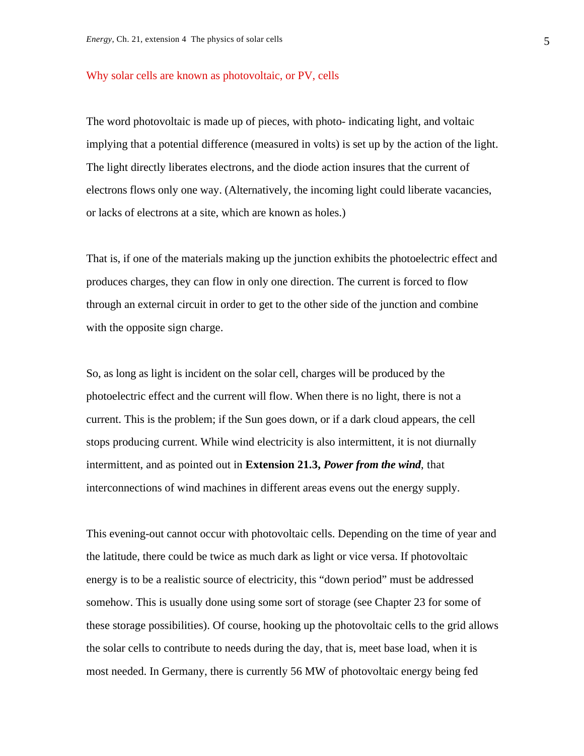## Why solar cells are known as photovoltaic, or PV, cells

The word photovoltaic is made up of pieces, with photo- indicating light, and voltaic implying that a potential difference (measured in volts) is set up by the action of the light. The light directly liberates electrons, and the diode action insures that the current of electrons flows only one way. (Alternatively, the incoming light could liberate vacancies, or lacks of electrons at a site, which are known as holes.)

That is, if one of the materials making up the junction exhibits the photoelectric effect and produces charges, they can flow in only one direction. The current is forced to flow through an external circuit in order to get to the other side of the junction and combine with the opposite sign charge.

So, as long as light is incident on the solar cell, charges will be produced by the photoelectric effect and the current will flow. When there is no light, there is not a current. This is the problem; if the Sun goes down, or if a dark cloud appears, the cell stops producing current. While wind electricity is also intermittent, it is not diurnally intermittent, and as pointed out in **Extension 21.3, *Power from the wind***, that interconnections of wind machines in different areas evens out the energy supply.

This evening-out cannot occur with photovoltaic cells. Depending on the time of year and the latitude, there could be twice as much dark as light or vice versa. If photovoltaic energy is to be a realistic source of electricity, this "down period" must be addressed somehow. This is usually done using some sort of storage (see Chapter 23 for some of these storage possibilities). Of course, hooking up the photovoltaic cells to the grid allows the solar cells to contribute to needs during the day, that is, meet base load, when it is most needed. In Germany, there is currently 56 MW of photovoltaic energy being fed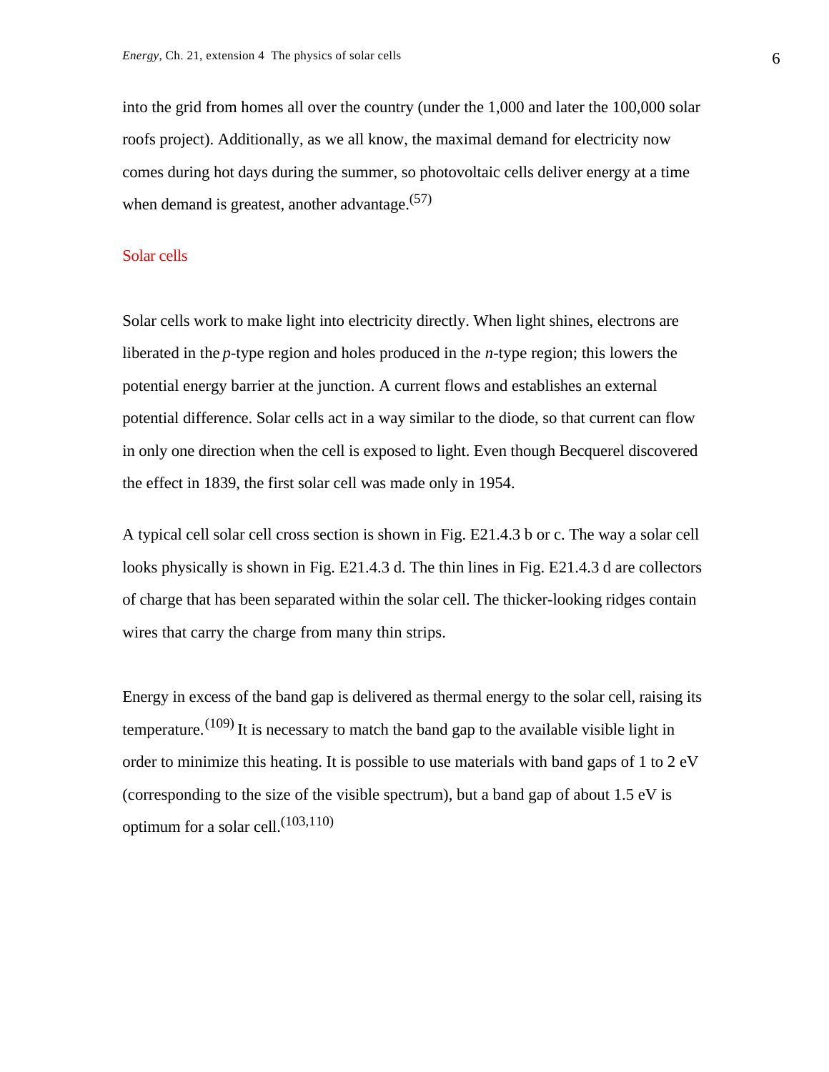into the grid from homes all over the country (under the 1,000 and later the 100,000 solar roofs project). Additionally, as we all know, the maximal demand for electricity now comes during hot days during the summer, so photovoltaic cells deliver energy at a time when demand is greatest, another advantage.[57]

## Solar cells

Solar cells work to make light into electricity directly. When light shines, electrons are liberated in the *p*-type region and holes produced in the *n*-type region; this lowers the potential energy barrier at the junction. A current flows and establishes an external potential difference. Solar cells act in a way similar to the diode, so that current can flow in only one direction when the cell is exposed to light. Even though Becquerel discovered the effect in 1839, the first solar cell was made only in 1954.

A typical cell solar cell cross section is shown in Fig. E21.4.3 b or c. The way a solar cell looks physically is shown in Fig. E21.4.3 d. The thin lines in Fig. E21.4.3 d are collectors of charge that has been separated within the solar cell. The thicker-looking ridges contain wires that carry the charge from many thin strips.

Energy in excess of the band gap is delivered as thermal energy to the solar cell, raising its temperature.[109] It is necessary to match the band gap to the available visible light in order to minimize this heating. It is possible to use materials with band gaps of 1 to 2 eV (corresponding to the size of the visible spectrum), but a band gap of about 1.5 eV is optimum for a solar cell.[103,110]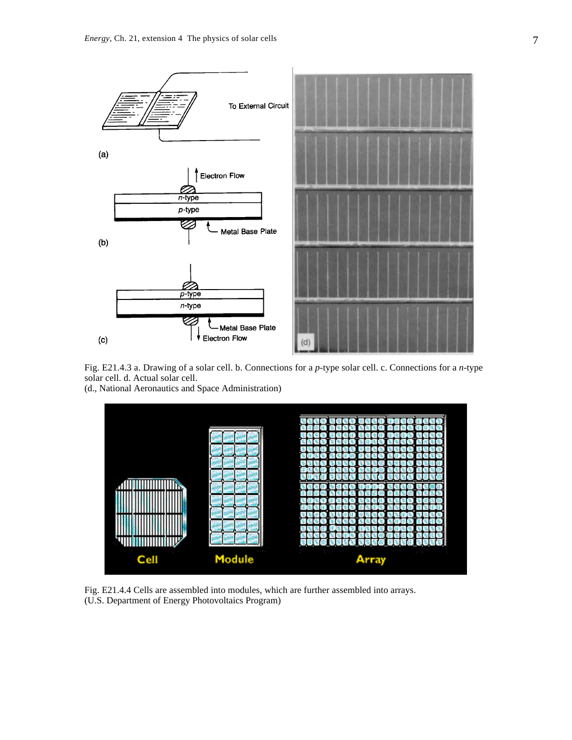Fig. E21.4.3 a. Drawing of a solar cell. b. Connections for a *p*-type solar cell. c. Connections for a *n*-type solar cell. d. Actual solar cell.
(d., National Aeronautics and Space Administration)

Fig. E21.4.4 Cells are assembled into modules, which are further assembled into arrays.
(U.S. Department of Energy Photovoltaics Program)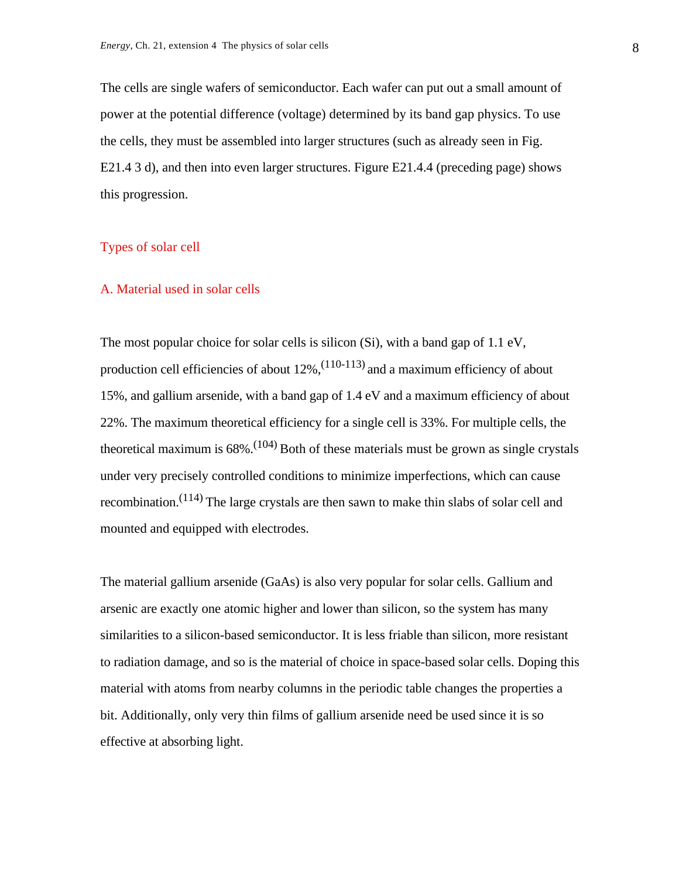The cells are single wafers of semiconductor. Each wafer can put out a small amount of power at the potential difference (voltage) determined by its band gap physics. To use the cells, they must be assembled into larger structures (such as already seen in Fig. E21.4 3 d), and then into even larger structures. Figure E21.4.4 (preceding page) shows this progression.

## Types of solar cell

### A. Material used in solar cells

The most popular choice for solar cells is silicon (Si), with a band gap of 1.1 eV, production cell efficiencies of about 12%,[110-113] and a maximum efficiency of about 15%, and gallium arsenide, with a band gap of 1.4 eV and a maximum efficiency of about 22%. The maximum theoretical efficiency for a single cell is 33%. For multiple cells, the theoretical maximum is 68%.[104] Both of these materials must be grown as single crystals under very precisely controlled conditions to minimize imperfections, which can cause recombination.[114] The large crystals are then sawn to make thin slabs of solar cell and mounted and equipped with electrodes.

The material gallium arsenide (GaAs) is also very popular for solar cells. Gallium and arsenic are exactly one atomic higher and lower than silicon, so the system has many similarities to a silicon-based semiconductor. It is less friable than silicon, more resistant to radiation damage, and so is the material of choice in space-based solar cells. Doping this material with atoms from nearby columns in the periodic table changes the properties a bit. Additionally, only very thin films of gallium arsenide need be used since it is so effective at absorbing light.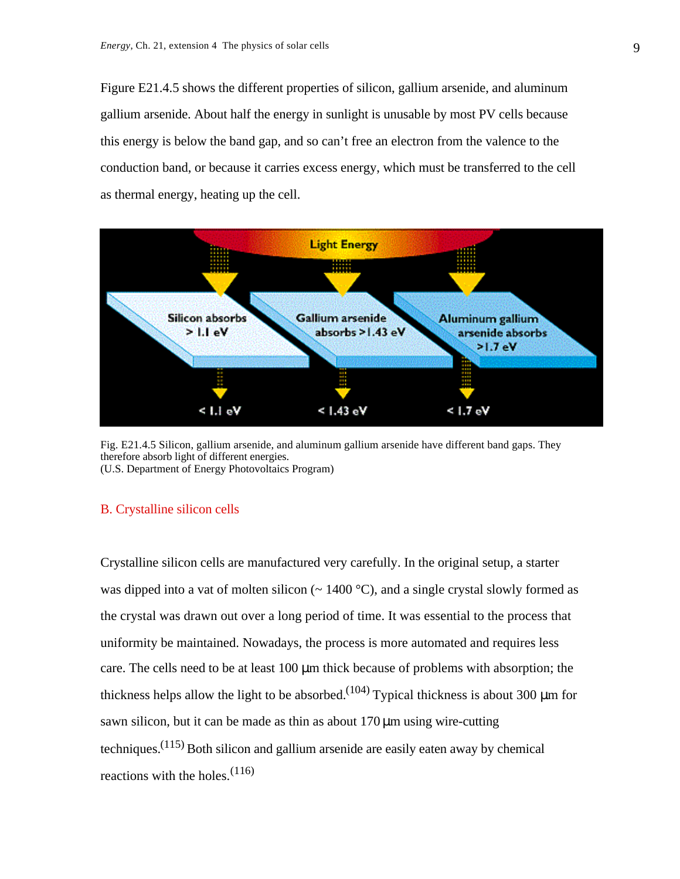Figure E21.4.5 shows the different properties of silicon, gallium arsenide, and aluminum gallium arsenide. About half the energy in sunlight is unusable by most PV cells because this energy is below the band gap, and so can't free an electron from the valence to the conduction band, or because it carries excess energy, which must be transferred to the cell as thermal energy, heating up the cell.

Fig. E21.4.5 Silicon, gallium arsenide, and aluminum gallium arsenide have different band gaps. They therefore absorb light of different energies.
(U.S. Department of Energy Photovoltaics Program)

## B. Crystalline silicon cells

Crystalline silicon cells are manufactured very carefully. In the original setup, a starter was dipped into a vat of molten silicon (~ 1400 °C), and a single crystal slowly formed as the crystal was drawn out over a long period of time. It was essential to the process that uniformity be maintained. Nowadays, the process is more automated and requires less care. The cells need to be at least 100 μm thick because of problems with absorption; the thickness helps allow the light to be absorbed.(104) Typical thickness is about 300 μm for sawn silicon, but it can be made as thin as about 170 μm using wire-cutting techniques.(115) Both silicon and gallium arsenide are easily eaten away by chemical reactions with the holes.(116)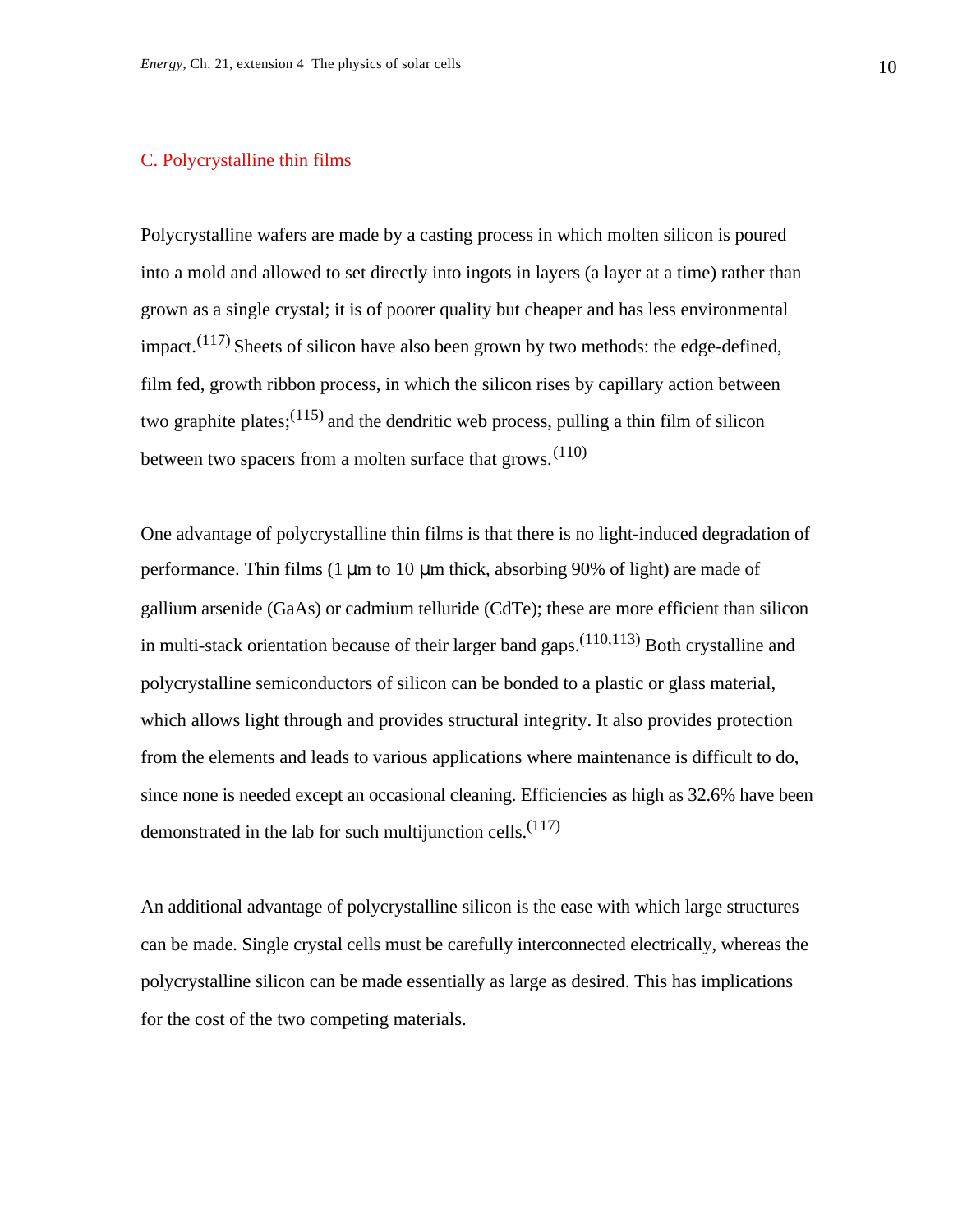## C. Polycrystalline thin films

Polycrystalline wafers are made by a casting process in which molten silicon is poured into a mold and allowed to set directly into ingots in layers (a layer at a time) rather than grown as a single crystal; it is of poorer quality but cheaper and has less environmental impact.(117) Sheets of silicon have also been grown by two methods: the edge-defined, film fed, growth ribbon process, in which the silicon rises by capillary action between two graphite plates;(115) and the dendritic web process, pulling a thin film of silicon between two spacers from a molten surface that grows.(110)

One advantage of polycrystalline thin films is that there is no light-induced degradation of performance. Thin films (1 μm to 10 μm thick, absorbing 90% of light) are made of gallium arsenide (GaAs) or cadmium telluride (CdTe); these are more efficient than silicon in multi-stack orientation because of their larger band gaps.(110,113) Both crystalline and polycrystalline semiconductors of silicon can be bonded to a plastic or glass material, which allows light through and provides structural integrity. It also provides protection from the elements and leads to various applications where maintenance is difficult to do, since none is needed except an occasional cleaning. Efficiencies as high as 32.6% have been demonstrated in the lab for such multijunction cells.(117)

An additional advantage of polycrystalline silicon is the ease with which large structures can be made. Single crystal cells must be carefully interconnected electrically, whereas the polycrystalline silicon can be made essentially as large as desired. This has implications for the cost of the two competing materials.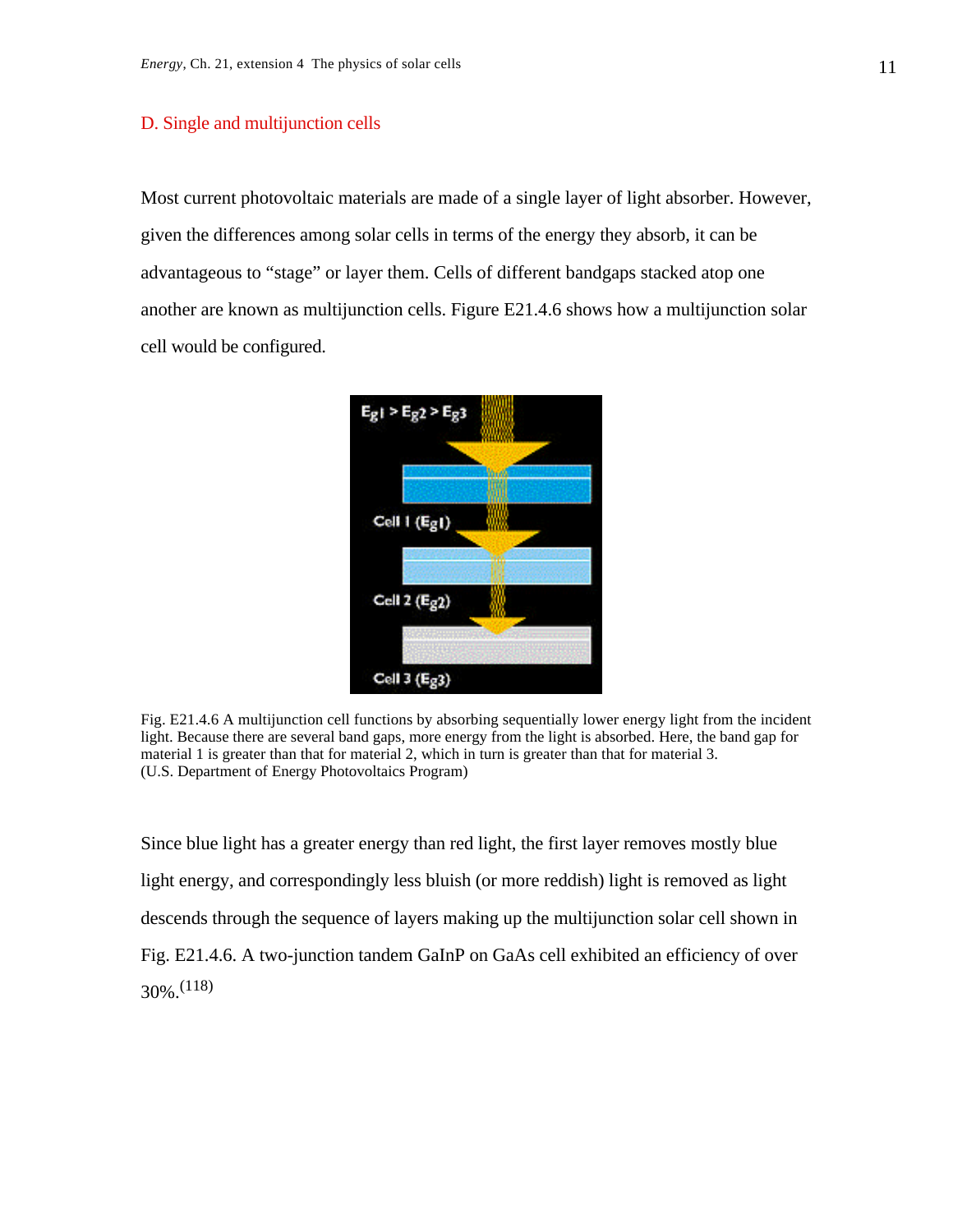## D. Single and multijunction cells

Most current photovoltaic materials are made of a single layer of light absorber. However, given the differences among solar cells in terms of the energy they absorb, it can be advantageous to "stage" or layer them. Cells of different bandgaps stacked atop one another are known as multijunction cells. Figure E21.4.6 shows how a multijunction solar cell would be configured.

Fig. E21.4.6 A multijunction cell functions by absorbing sequentially lower energy light from the incident light. Because there are several band gaps, more energy from the light is absorbed. Here, the band gap for material 1 is greater than that for material 2, which in turn is greater than that for material 3. (U.S. Department of Energy Photovoltaics Program)

Since blue light has a greater energy than red light, the first layer removes mostly blue light energy, and correspondingly less bluish (or more reddish) light is removed as light descends through the sequence of layers making up the multijunction solar cell shown in Fig. E21.4.6. A two-junction tandem GaInP on GaAs cell exhibited an efficiency of over 30%.[118]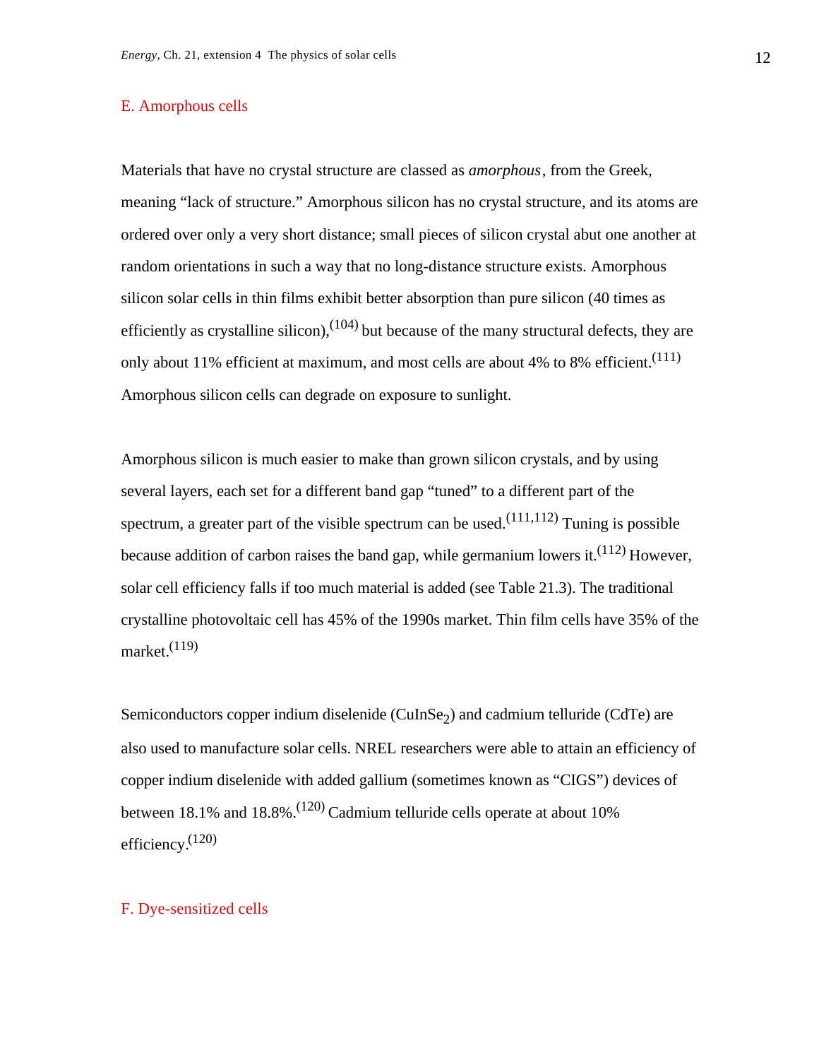## E. Amorphous cells

Materials that have no crystal structure are classed as *amorphous*, from the Greek, meaning "lack of structure." Amorphous silicon has no crystal structure, and its atoms are ordered over only a very short distance; small pieces of silicon crystal abut one another at random orientations in such a way that no long-distance structure exists. Amorphous silicon solar cells in thin films exhibit better absorption than pure silicon (40 times as efficiently as crystalline silicon),[104] but because of the many structural defects, they are only about 11% efficient at maximum, and most cells are about 4% to 8% efficient.[111] Amorphous silicon cells can degrade on exposure to sunlight.

Amorphous silicon is much easier to make than grown silicon crystals, and by using several layers, each set for a different band gap "tuned" to a different part of the spectrum, a greater part of the visible spectrum can be used.[111,112] Tuning is possible because addition of carbon raises the band gap, while germanium lowers it.[112] However, solar cell efficiency falls if too much material is added (see Table 21.3). The traditional crystalline photovoltaic cell has 45% of the 1990s market. Thin film cells have 35% of the market.[119]

Semiconductors copper indium diselenide ($CuInSe_2$) and cadmium telluride (CdTe) are also used to manufacture solar cells. NREL researchers were able to attain an efficiency of copper indium diselenide with added gallium (sometimes known as "CIGS") devices of between 18.1% and 18.8%.[120] Cadmium telluride cells operate at about 10% efficiency.[120]

## F. Dye-sensitized cells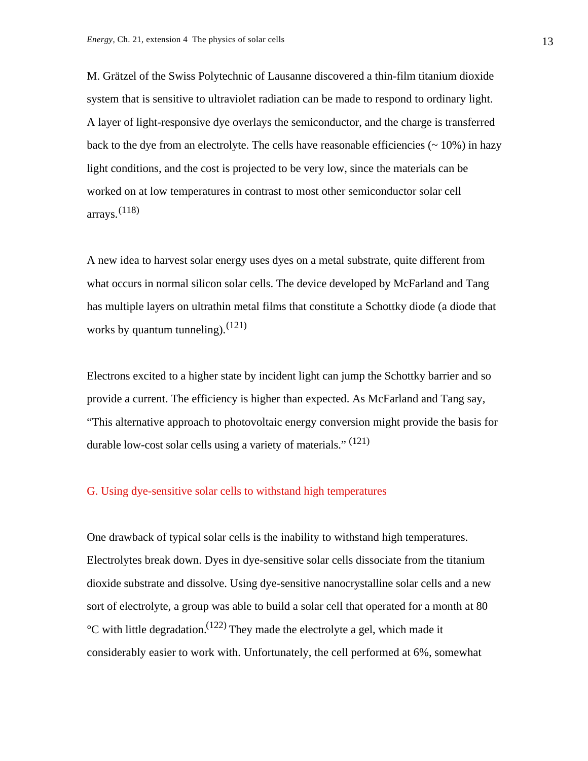M. Grätzel of the Swiss Polytechnic of Lausanne discovered a thin-film titanium dioxide system that is sensitive to ultraviolet radiation can be made to respond to ordinary light. A layer of light-responsive dye overlays the semiconductor, and the charge is transferred back to the dye from an electrolyte. The cells have reasonable efficiencies (~ 10%) in hazy light conditions, and the cost is projected to be very low, since the materials can be worked on at low temperatures in contrast to most other semiconductor solar cell arrays.[(118)]

A new idea to harvest solar energy uses dyes on a metal substrate, quite different from what occurs in normal silicon solar cells. The device developed by McFarland and Tang has multiple layers on ultrathin metal films that constitute a Schottky diode (a diode that works by quantum tunneling).[(121)]

Electrons excited to a higher state by incident light can jump the Schottky barrier and so provide a current. The efficiency is higher than expected. As McFarland and Tang say, “This alternative approach to photovoltaic energy conversion might provide the basis for durable low-cost solar cells using a variety of materials.” [(121)]

## G. Using dye-sensitive solar cells to withstand high temperatures

One drawback of typical solar cells is the inability to withstand high temperatures. Electrolytes break down. Dyes in dye-sensitive solar cells dissociate from the titanium dioxide substrate and dissolve. Using dye-sensitive nanocrystalline solar cells and a new sort of electrolyte, a group was able to build a solar cell that operated for a month at 80 °C with little degradation.[(122)] They made the electrolyte a gel, which made it considerably easier to work with. Unfortunately, the cell performed at 6%, somewhat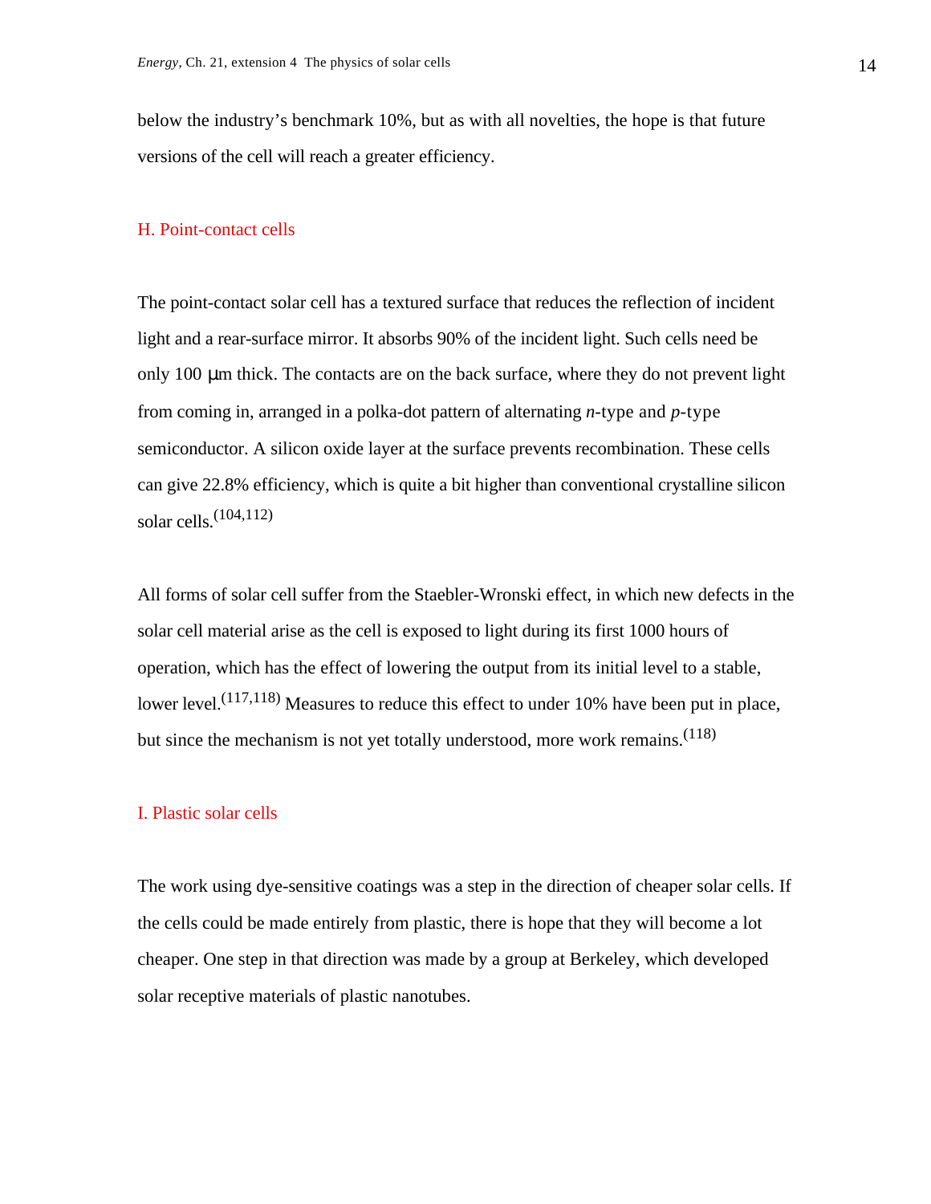below the industry's benchmark 10%, but as with all novelties, the hope is that future versions of the cell will reach a greater efficiency.

## H. Point-contact cells

The point-contact solar cell has a textured surface that reduces the reflection of incident light and a rear-surface mirror. It absorbs 90% of the incident light. Such cells need be only 100 μm thick. The contacts are on the back surface, where they do not prevent light from coming in, arranged in a polka-dot pattern of alternating *n*-type and *p*-type semiconductor. A silicon oxide layer at the surface prevents recombination. These cells can give 22.8% efficiency, which is quite a bit higher than conventional crystalline silicon solar cells.(104,112)

All forms of solar cell suffer from the Staebler-Wronski effect, in which new defects in the solar cell material arise as the cell is exposed to light during its first 1000 hours of operation, which has the effect of lowering the output from its initial level to a stable, lower level.(117,118) Measures to reduce this effect to under 10% have been put in place, but since the mechanism is not yet totally understood, more work remains.(118)

## I. Plastic solar cells

The work using dye-sensitive coatings was a step in the direction of cheaper solar cells. If the cells could be made entirely from plastic, there is hope that they will become a lot cheaper. One step in that direction was made by a group at Berkeley, which developed solar receptive materials of plastic nanotubes.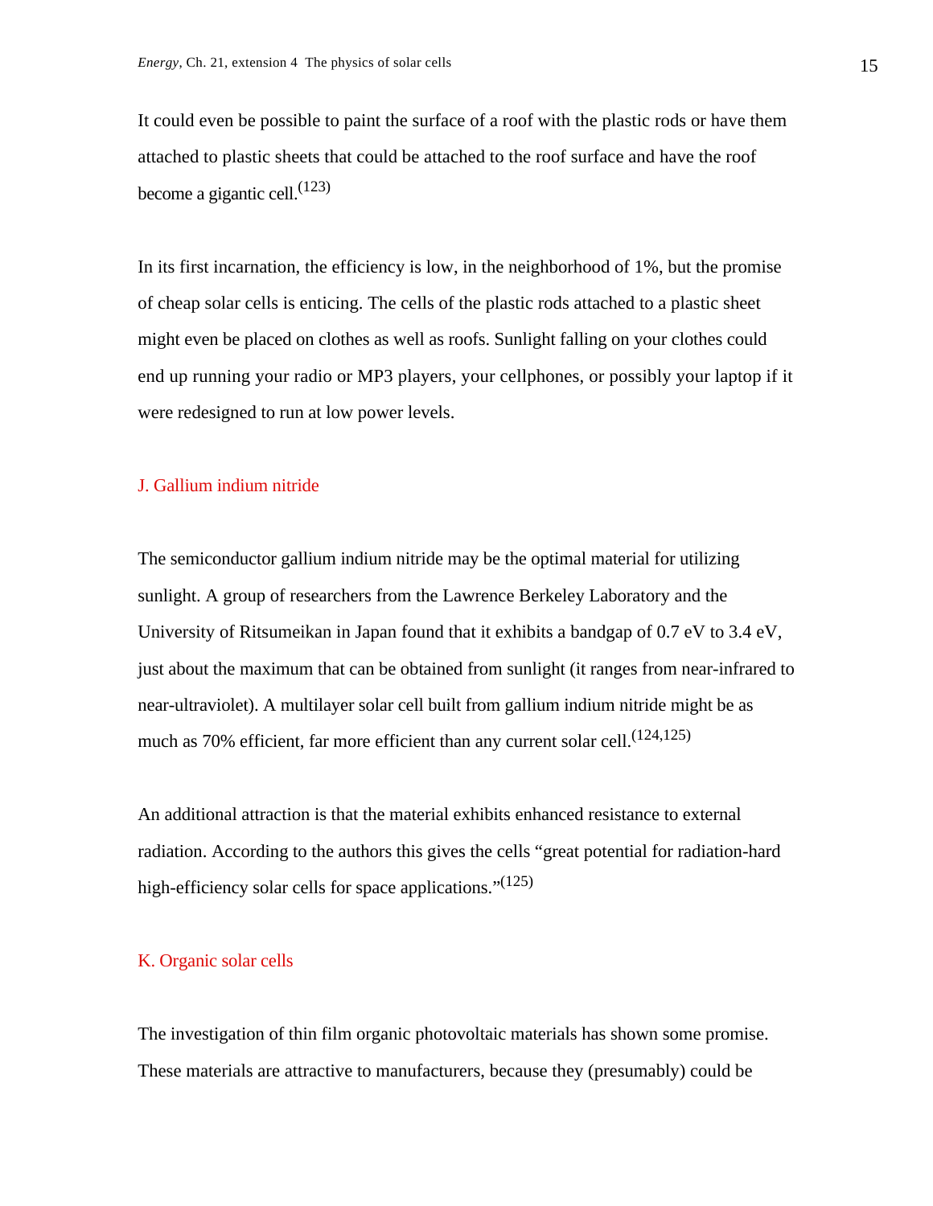It could even be possible to paint the surface of a roof with the plastic rods or have them attached to plastic sheets that could be attached to the roof surface and have the roof become a gigantic cell.[(123)]

In its first incarnation, the efficiency is low, in the neighborhood of 1%, but the promise of cheap solar cells is enticing. The cells of the plastic rods attached to a plastic sheet might even be placed on clothes as well as roofs. Sunlight falling on your clothes could end up running your radio or MP3 players, your cellphones, or possibly your laptop if it were redesigned to run at low power levels.

## J. Gallium indium nitride

The semiconductor gallium indium nitride may be the optimal material for utilizing sunlight. A group of researchers from the Lawrence Berkeley Laboratory and the University of Ritsumeikan in Japan found that it exhibits a bandgap of 0.7 eV to 3.4 eV, just about the maximum that can be obtained from sunlight (it ranges from near-infrared to near-ultraviolet). A multilayer solar cell built from gallium indium nitride might be as much as 70% efficient, far more efficient than any current solar cell.[(124,125)]

An additional attraction is that the material exhibits enhanced resistance to external radiation. According to the authors this gives the cells "great potential for radiation-hard high-efficiency solar cells for space applications."[(125)]

## K. Organic solar cells

The investigation of thin film organic photovoltaic materials has shown some promise. These materials are attractive to manufacturers, because they (presumably) could be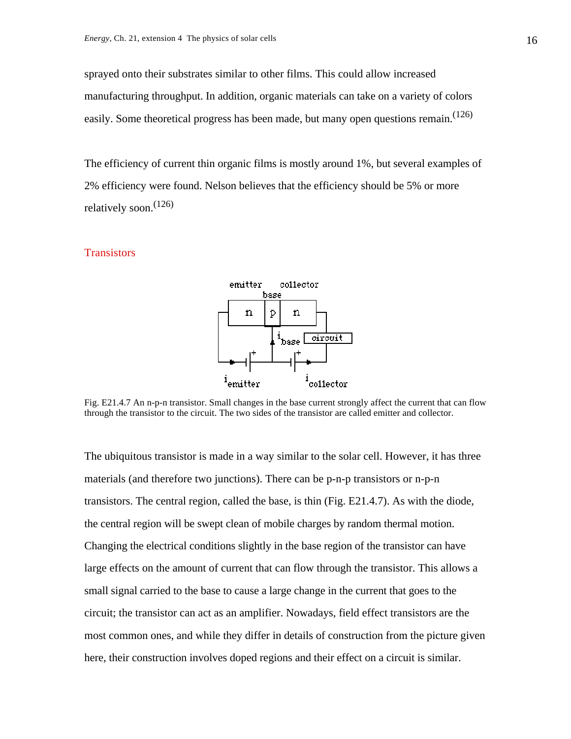sprayed onto their substrates similar to other films. This could allow increased manufacturing throughput. In addition, organic materials can take on a variety of colors easily. Some theoretical progress has been made, but many open questions remain.[126]

The efficiency of current thin organic films is mostly around 1%, but several examples of 2% efficiency were found. Nelson believes that the efficiency should be 5% or more relatively soon.[126]

## Transistors

emitter collector

base

n p n

$i_{base}$ circuit

+ +

$i_{emitter}$ $i_{collector}$

Fig. E21.4.7 An n-p-n transistor. Small changes in the base current strongly affect the current that can flow through the transistor to the circuit. The two sides of the transistor are called emitter and collector.

The ubiquitous transistor is made in a way similar to the solar cell. However, it has three materials (and therefore two junctions). There can be p-n-p transistors or n-p-n transistors. The central region, called the base, is thin (Fig. E21.4.7). As with the diode, the central region will be swept clean of mobile charges by random thermal motion. Changing the electrical conditions slightly in the base region of the transistor can have large effects on the amount of current that can flow through the transistor. This allows a small signal carried to the base to cause a large change in the current that goes to the circuit; the transistor can act as an amplifier. Nowadays, field effect transistors are the most common ones, and while they differ in details of construction from the picture given here, their construction involves doped regions and their effect on a circuit is similar.